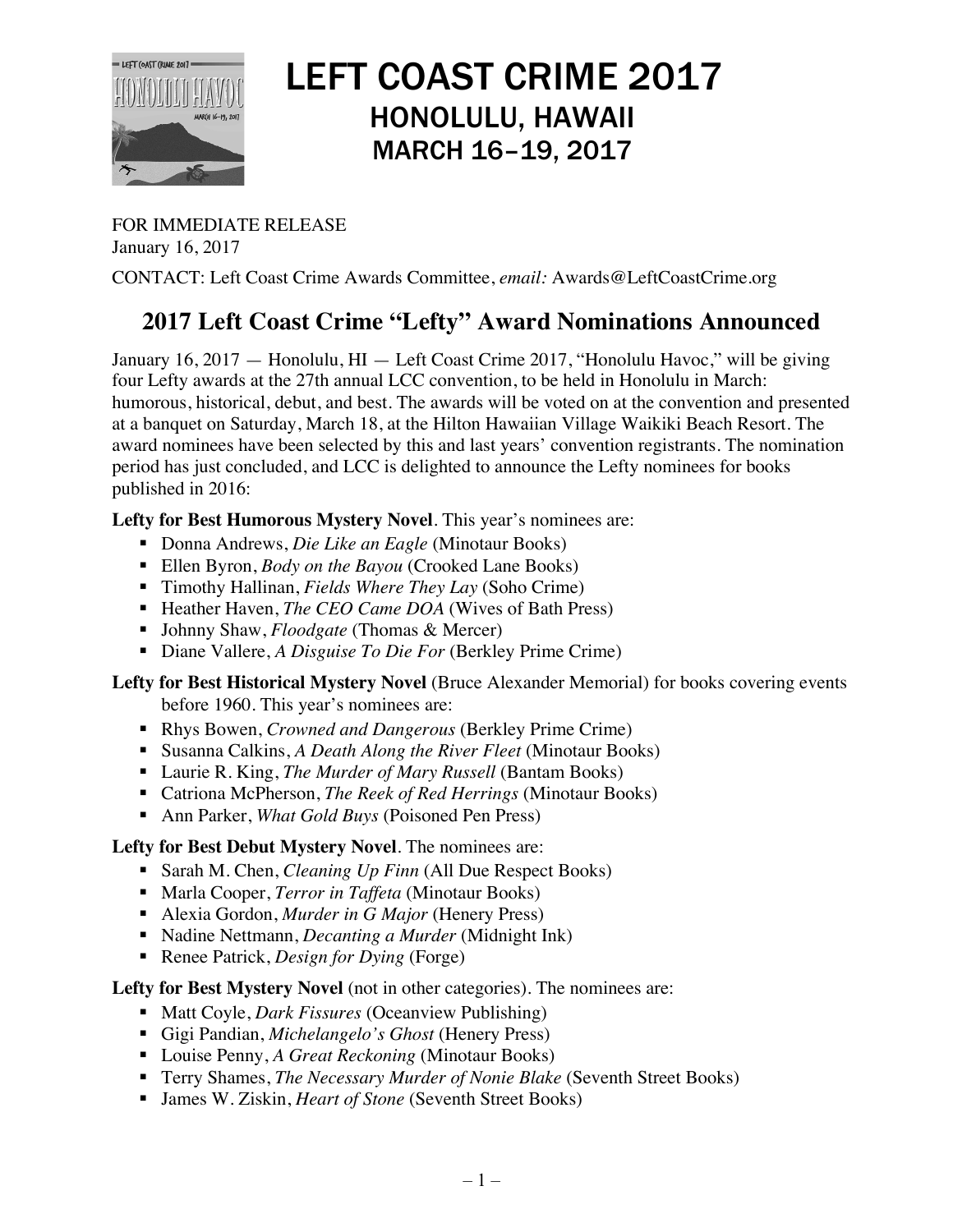# LEFT COAST CRIME 2017
## HONOLULU, HAWAII
## MARCH 16–19, 2017

FOR IMMEDIATE RELEASE
January 16, 2017

CONTACT: Left Coast Crime Awards Committee, *email:* Awards@LeftCoastCrime.org

## 2017 Left Coast Crime "Lefty" Award Nominations Announced

January 16, 2017 — Honolulu, HI — Left Coast Crime 2017, "Honolulu Havoc," will be giving four Lefty awards at the 27th annual LCC convention, to be held in Honolulu in March: humorous, historical, debut, and best. The awards will be voted on at the convention and presented at a banquet on Saturday, March 18, at the Hilton Hawaiian Village Waikiki Beach Resort. The award nominees have been selected by this and last years' convention registrants. The nomination period has just concluded, and LCC is delighted to announce the Lefty nominees for books published in 2016:

**Lefty for Best Humorous Mystery Novel**. This year's nominees are:

- Donna Andrews, *Die Like an Eagle* (Minotaur Books)
- Ellen Byron, *Body on the Bayou* (Crooked Lane Books)
- Timothy Hallinan, *Fields Where They Lay* (Soho Crime)
- Heather Haven, *The CEO Came DOA* (Wives of Bath Press)
- Johnny Shaw, *Floodgate* (Thomas & Mercer)
- Diane Vallere, *A Disguise To Die For* (Berkley Prime Crime)

**Lefty for Best Historical Mystery Novel** (Bruce Alexander Memorial) for books covering events before 1960. This year's nominees are:

- Rhys Bowen, *Crowned and Dangerous* (Berkley Prime Crime)
- Susanna Calkins, *A Death Along the River Fleet* (Minotaur Books)
- Laurie R. King, *The Murder of Mary Russell* (Bantam Books)
- Catriona McPherson, *The Reek of Red Herrings* (Minotaur Books)
- Ann Parker, *What Gold Buys* (Poisoned Pen Press)

**Lefty for Best Debut Mystery Novel**. The nominees are:

- Sarah M. Chen, *Cleaning Up Finn* (All Due Respect Books)
- Marla Cooper, *Terror in Taffeta* (Minotaur Books)
- Alexia Gordon, *Murder in G Major* (Henery Press)
- Nadine Nettmann, *Decanting a Murder* (Midnight Ink)
- Renee Patrick, *Design for Dying* (Forge)

**Lefty for Best Mystery Novel** (not in other categories). The nominees are:

- Matt Coyle, *Dark Fissures* (Oceanview Publishing)
- Gigi Pandian, *Michelangelo's Ghost* (Henery Press)
- Louise Penny, *A Great Reckoning* (Minotaur Books)
- Terry Shames, *The Necessary Murder of Nonie Blake* (Seventh Street Books)
- James W. Ziskin, *Heart of Stone* (Seventh Street Books)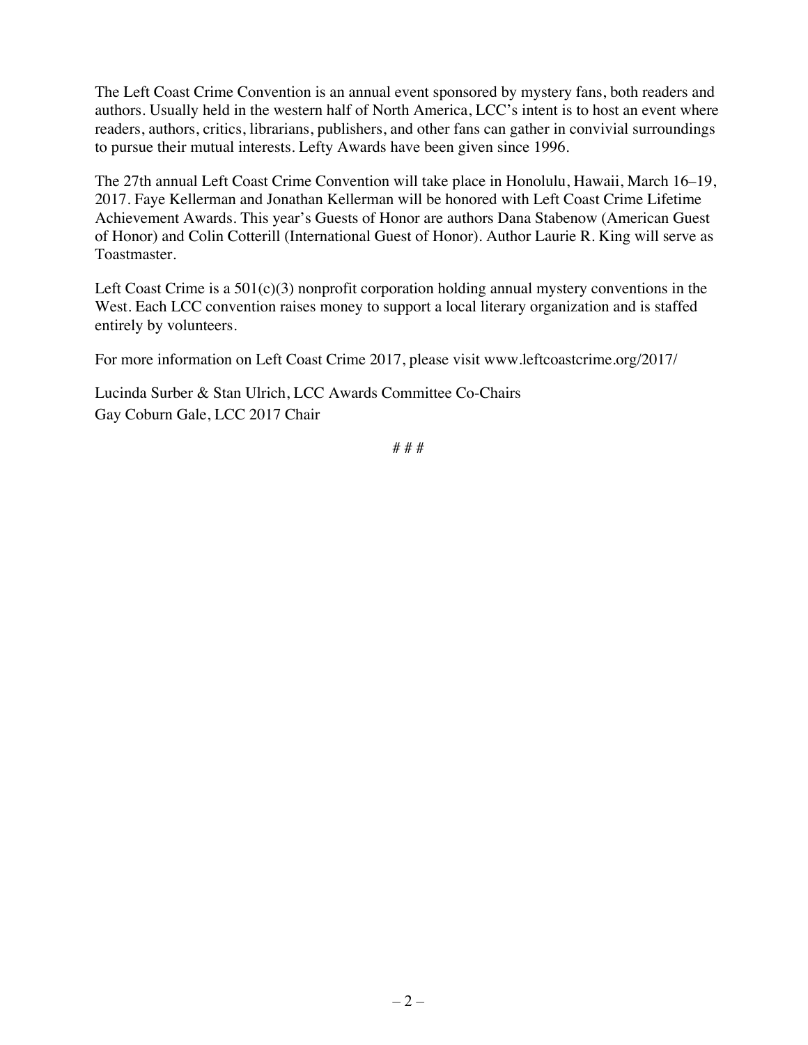The Left Coast Crime Convention is an annual event sponsored by mystery fans, both readers and authors. Usually held in the western half of North America, LCC's intent is to host an event where readers, authors, critics, librarians, publishers, and other fans can gather in convivial surroundings to pursue their mutual interests. Lefty Awards have been given since 1996.

The 27th annual Left Coast Crime Convention will take place in Honolulu, Hawaii, March 16–19, 2017. Faye Kellerman and Jonathan Kellerman will be honored with Left Coast Crime Lifetime Achievement Awards. This year's Guests of Honor are authors Dana Stabenow (American Guest of Honor) and Colin Cotterill (International Guest of Honor). Author Laurie R. King will serve as Toastmaster.

Left Coast Crime is a 501(c)(3) nonprofit corporation holding annual mystery conventions in the West. Each LCC convention raises money to support a local literary organization and is staffed entirely by volunteers.

For more information on Left Coast Crime 2017, please visit www.leftcoastcrime.org/2017/

Lucinda Surber & Stan Ulrich, LCC Awards Committee Co-Chairs
Gay Coburn Gale, LCC 2017 Chair

# # #